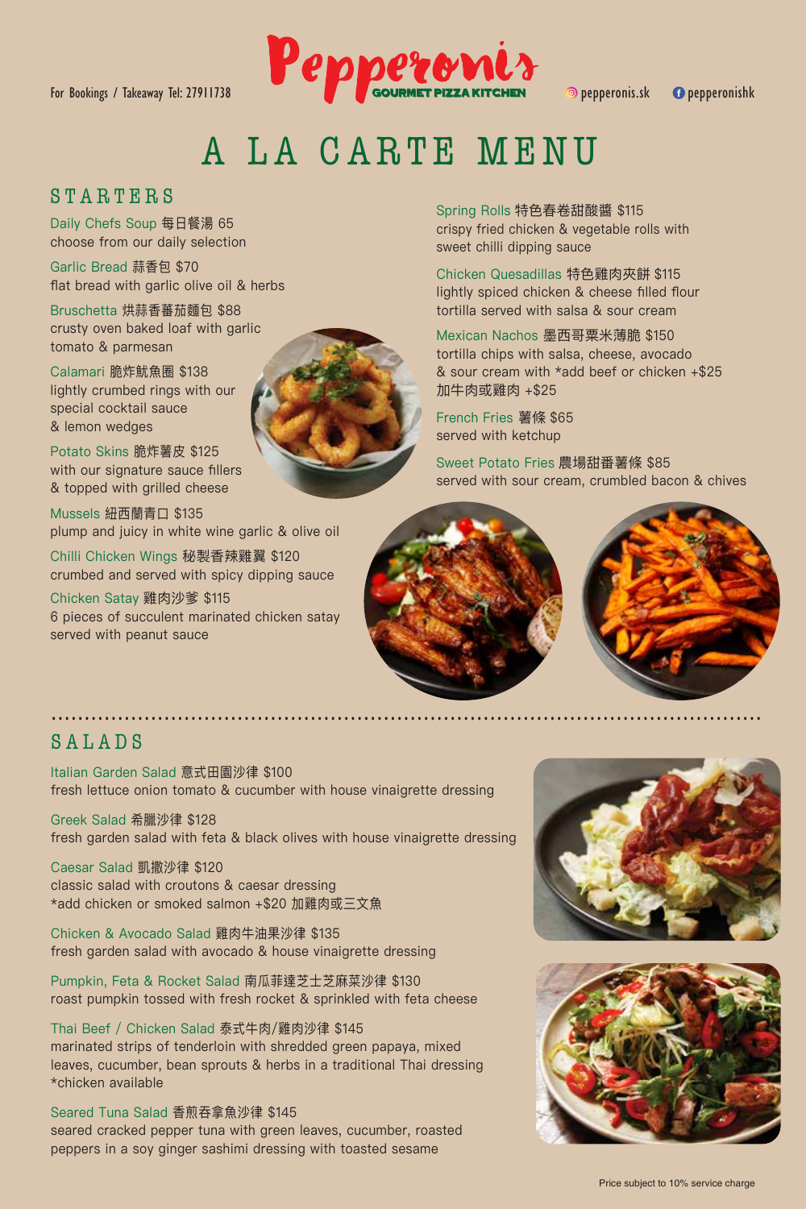For Bookings / Takeaway Tel: 27911738

# Pepperonis
GOURMET PIZZA KITCHEN

pepperonis.sk pepperonishk

# A LA CARTE MENU

## STARTERS

Daily Chefs Soup 每日餐湯 65
choose from our daily selection

Garlic Bread 蒜香包 $70
flat bread with garlic olive oil & herbs

Bruschetta 烘蒜香蕃茄麵包 $88
crusty oven baked loaf with garlic tomato & parmesan

Calamari 脆炸魷魚圈 $138
lightly crumbed rings with our special cocktail sauce & lemon wedges

Potato Skins 脆炸薯皮 $125
with our signature sauce fillers & topped with grilled cheese

Mussels 紐西蘭青口 $135
plump and juicy in white wine garlic & olive oil

Chilli Chicken Wings 秘製香辣雞翼 $120
crumbed and served with spicy dipping sauce

Chicken Satay 雞肉沙爹 $115
6 pieces of succulent marinated chicken satay served with peanut sauce

Spring Rolls 特色春卷甜酸醬 $115
crispy fried chicken & vegetable rolls with sweet chilli dipping sauce

Chicken Quesadillas 特色雞肉夾餅 $115
lightly spiced chicken & cheese filled flour tortilla served with salsa & sour cream

Mexican Nachos 墨西哥粟米薄脆 $150
tortilla chips with salsa, cheese, avocado & sour cream with *add beef or chicken +$25
加牛肉或雞肉 +$25

French Fries 薯條 $65
served with ketchup

Sweet Potato Fries 農場甜番薯條 $85
served with sour cream, crumbled bacon & chives

## SALADS

Italian Garden Salad 意式田園沙律 $100
fresh lettuce onion tomato & cucumber with house vinaigrette dressing

Greek Salad 希臘沙律 $128
fresh garden salad with feta & black olives with house vinaigrette dressing

Caesar Salad 凱撒沙律 $120
classic salad with croutons & caesar dressing
*add chicken or smoked salmon +$20 加雞肉或三文魚

Chicken & Avocado Salad 雞肉牛油果沙律 $135
fresh garden salad with avocado & house vinaigrette dressing

Pumpkin, Feta & Rocket Salad 南瓜菲達芝士芝麻菜沙律 $130
roast pumpkin tossed with fresh rocket & sprinkled with feta cheese

Thai Beef / Chicken Salad 泰式牛肉/雞肉沙律 $145
marinated strips of tenderloin with shredded green papaya, mixed leaves, cucumber, bean sprouts & herbs in a traditional Thai dressing
*chicken available

Seared Tuna Salad 香煎吞拿魚沙律 $145
seared cracked pepper tuna with green leaves, cucumber, roasted peppers in a soy ginger sashimi dressing with toasted sesame

Price subject to 10% service charge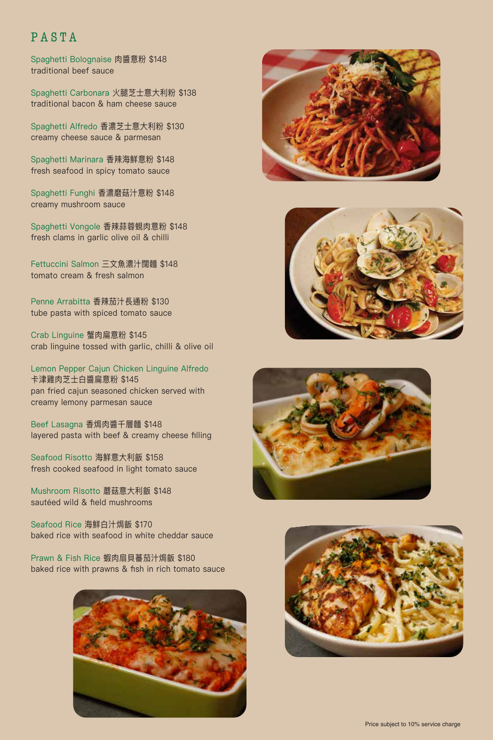# PASTA

**Spaghetti Bolognaise** 肉醬意粉 $148
traditional beef sauce

**Spaghetti Carbonara** 火腿芝士意大利粉 $138
traditional bacon & ham cheese sauce

**Spaghetti Alfredo** 香濃芝士意大利粉 $130
creamy cheese sauce & parmesan

**Spaghetti Marinara** 香辣海鮮意粉 $148
fresh seafood in spicy tomato sauce

**Spaghetti Funghi** 香濃磨菇汁意粉 $148
creamy mushroom sauce

**Spaghetti Vongole** 香辣蒜蓉蜆肉意粉 $148
fresh clams in garlic olive oil & chilli

**Fettuccini Salmon** 三文魚濃汁闊麵 $148
tomato cream & fresh salmon

**Penne Arrabitta** 香辣茄汁長通粉 $130
tube pasta with spiced tomato sauce

**Crab Linguine** 蟹肉扁意粉 $145
crab linguine tossed with garlic, chilli & olive oil

**Lemon Pepper Cajun Chicken Linguine Alfredo**
卡津雞肉芝士白醬扁意粉 $145
pan fried cajun seasoned chicken served with creamy lemony parmesan sauce

**Beef Lasagna** 香焗肉醬千層麵 $148
layered pasta with beef & creamy cheese filling

**Seafood Risotto** 海鮮意大利飯 $158
fresh cooked seafood in light tomato sauce

**Mushroom Risotto** 蘑菇意大利飯 $148
sautéed wild & field mushrooms

**Seafood Rice** 海鮮白汁焗飯 $170
baked rice with seafood in white cheddar sauce

**Prawn & Fish Rice** 蝦肉扇貝蕃茄汁焗飯 $180
baked rice with prawns & fish in rich tomato sauce

Price subject to 10% service charge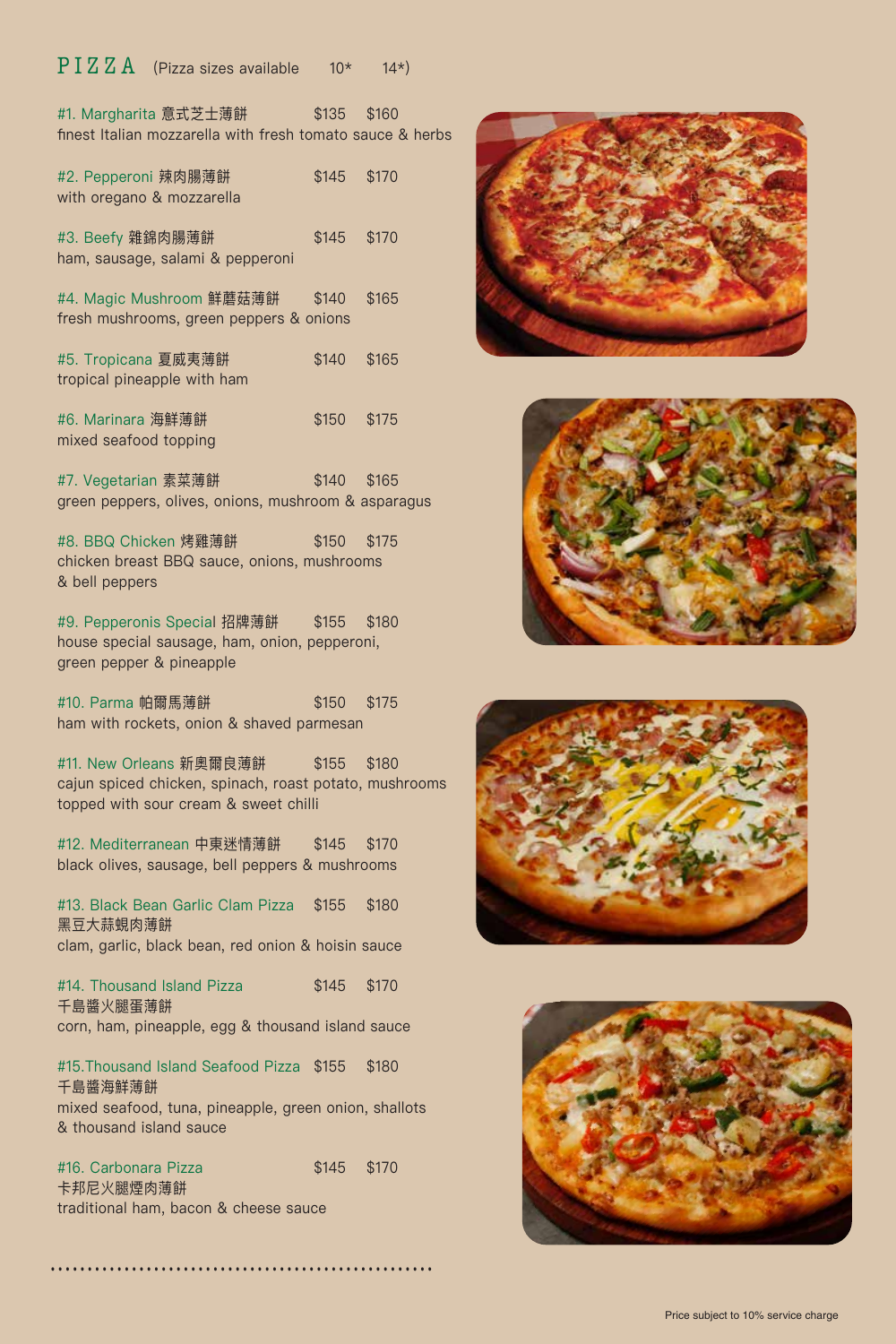# PIZZA (Pizza sizes available 10* 14*)

| Item | 10* | 14* |
|---|---|---|
| #1. Margharita 意式芝士薄餅<br>finest Italian mozzarella with fresh tomato sauce & herbs | $135 | $160 |
| #2. Pepperoni 辣肉腸薄餅<br>with oregano & mozzarella | $145 | $170 |
| #3. Beefy 雜錦肉腸薄餅<br>ham, sausage, salami & pepperoni | $145 | $170 |
| #4. Magic Mushroom 鮮蘑菇薄餅<br>fresh mushrooms, green peppers & onions | $140 | $165 |
| #5. Tropicana 夏威夷薄餅<br>tropical pineapple with ham | $140 | $165 |
| #6. Marinara 海鮮薄餅<br>mixed seafood topping | $150 | $175 |
| #7. Vegetarian 素菜薄餅<br>green peppers, olives, onions, mushroom & asparagus | $140 | $165 |
| #8. BBQ Chicken 烤雞薄餅<br>chicken breast BBQ sauce, onions, mushrooms & bell peppers | $150 | $175 |
| #9. Pepperonis Special 招牌薄餅<br>house special sausage, ham, onion, pepperoni, green pepper & pineapple | $155 | $180 |
| #10. Parma 帕爾馬薄餅<br>ham with rockets, onion & shaved parmesan | $150 | $175 |
| #11. New Orleans 新奧爾良薄餅<br>cajun spiced chicken, spinach, roast potato, mushrooms topped with sour cream & sweet chilli | $155 | $180 |
| #12. Mediterranean 中東迷情薄餅<br>black olives, sausage, bell peppers & mushrooms | $145 | $170 |
| #13. Black Bean Garlic Clam Pizza 黑豆大蒜蜆肉薄餅<br>clam, garlic, black bean, red onion & hoisin sauce | $155 | $180 |
| #14. Thousand Island Pizza 千島醬火腿蛋薄餅<br>corn, ham, pineapple, egg & thousand island sauce | $145 | $170 |
| #15.Thousand Island Seafood Pizza 千島醬海鮮薄餅<br>mixed seafood, tuna, pineapple, green onion, shallots & thousand island sauce | $155 | $180 |
| #16. Carbonara Pizza 卡邦尼火腿煙肉薄餅<br>traditional ham, bacon & cheese sauce | $145 | $170 |

Price subject to 10% service charge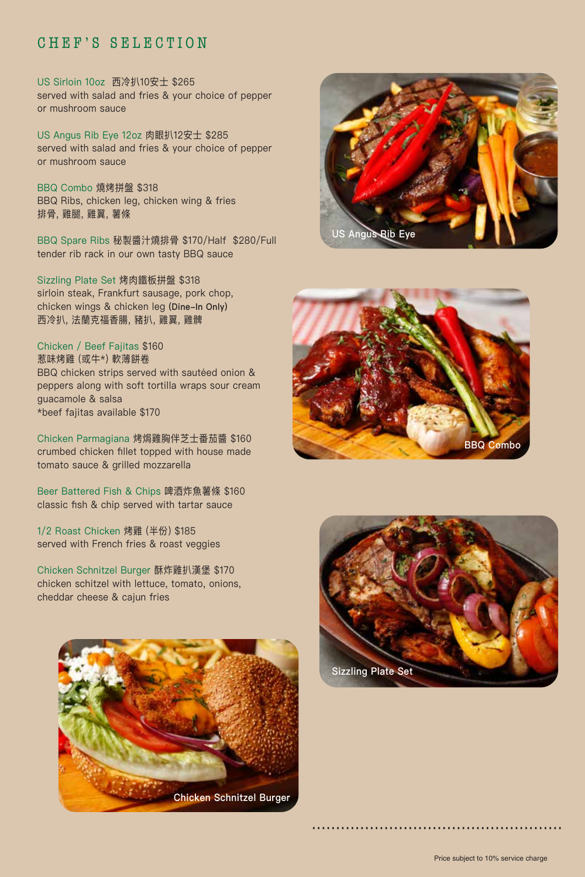## CHEF'S SELECTION

**US Sirloin 10oz** 西冷扒10安士 $265
served with salad and fries & your choice of pepper or mushroom sauce

**US Angus Rib Eye 12oz** 肉眼扒12安士 $285
served with salad and fries & your choice of pepper or mushroom sauce

**BBQ Combo** 燒烤拼盤 $318
BBQ Ribs, chicken leg, chicken wing & fries
排骨, 雞腿, 雞翼, 薯條

**BBQ Spare Ribs** 秘製醬汁燒排骨 $170/Half $280/Full
tender rib rack in our own tasty BBQ sauce

**Sizzling Plate Set** 烤肉鐵板拼盤 $318
sirloin steak, Frankfurt sausage, pork chop, chicken wings & chicken leg (Dine-In Only)
西冷扒, 法蘭克福香腸, 豬扒, 雞翼, 雞髀

**Chicken / Beef Fajitas** $160
惹味烤雞 (或牛*) 軟薄餅卷
BBQ chicken strips served with sautéed onion & peppers along with soft tortilla wraps sour cream guacamole & salsa
*beef fajitas available $170

**Chicken Parmagiana** 烤焗雞胸伴芝士番茄醬 $160
crumbed chicken fillet topped with house made tomato sauce & grilled mozzarella

**Beer Battered Fish & Chips** 啤酒炸魚薯條 $160
classic fish & chip served with tartar sauce

**1/2 Roast Chicken** 烤雞 (半份) $185
served with French fries & roast veggies

**Chicken Schnitzel Burger** 酥炸雞扒漢堡 $170
chicken schitzel with lettuce, tomato, onions, cheddar cheese & cajun fries

US Angus Rib Eye

BBQ Combo

Sizzling Plate Set

Chicken Schnitzel Burger

Price subject to 10% service charge